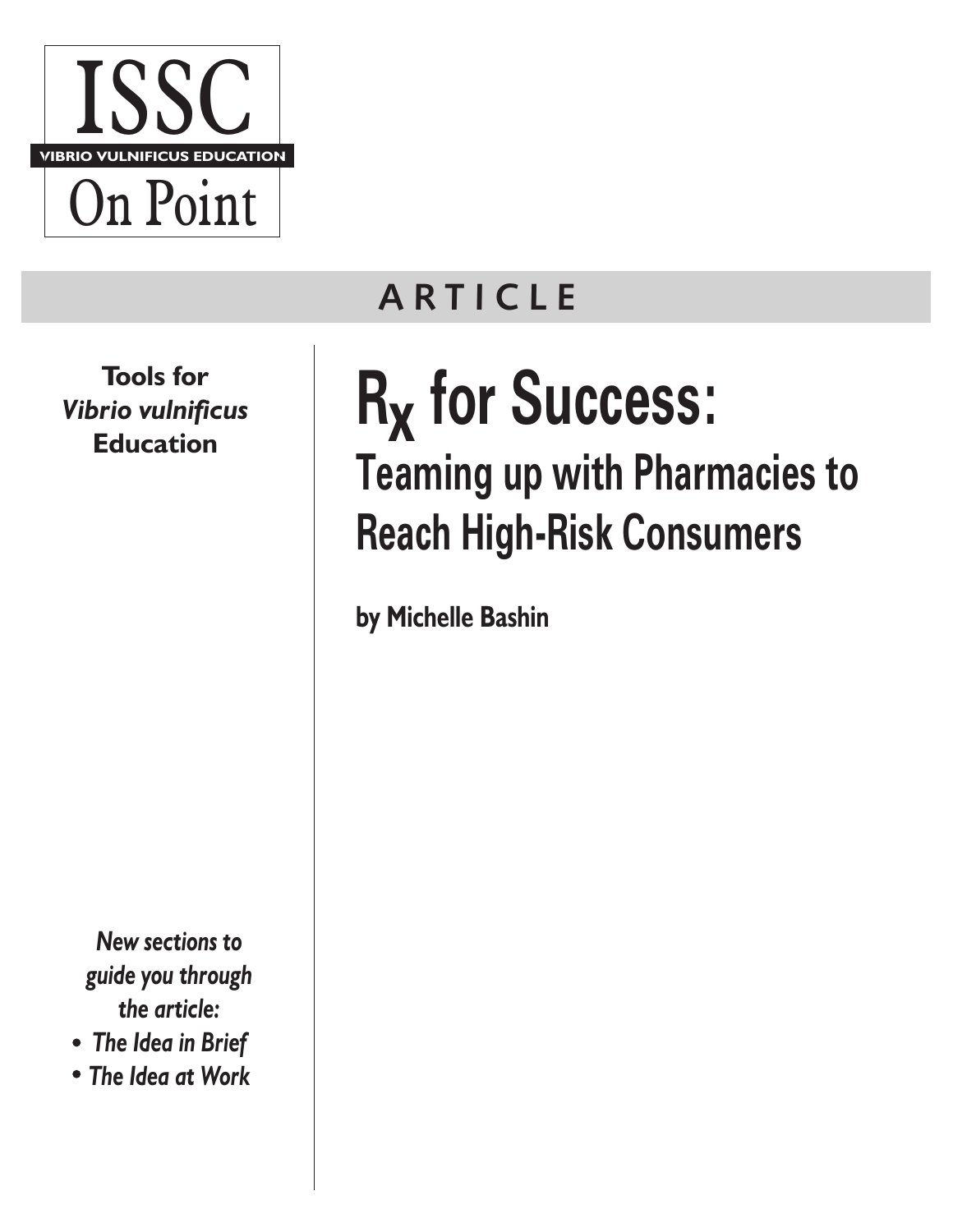# ISSC

VIBRIO VULNIFICUS EDUCATION

On Point

ARTICLE

**Tools for *Vibrio vulnificus* Education**

# $R_X$ for Success:

## Teaming up with Pharmacies to Reach High-Risk Consumers

**by Michelle Bashin**

*New sections to guide you through the article:*

- *The Idea in Brief*
- *The Idea at Work*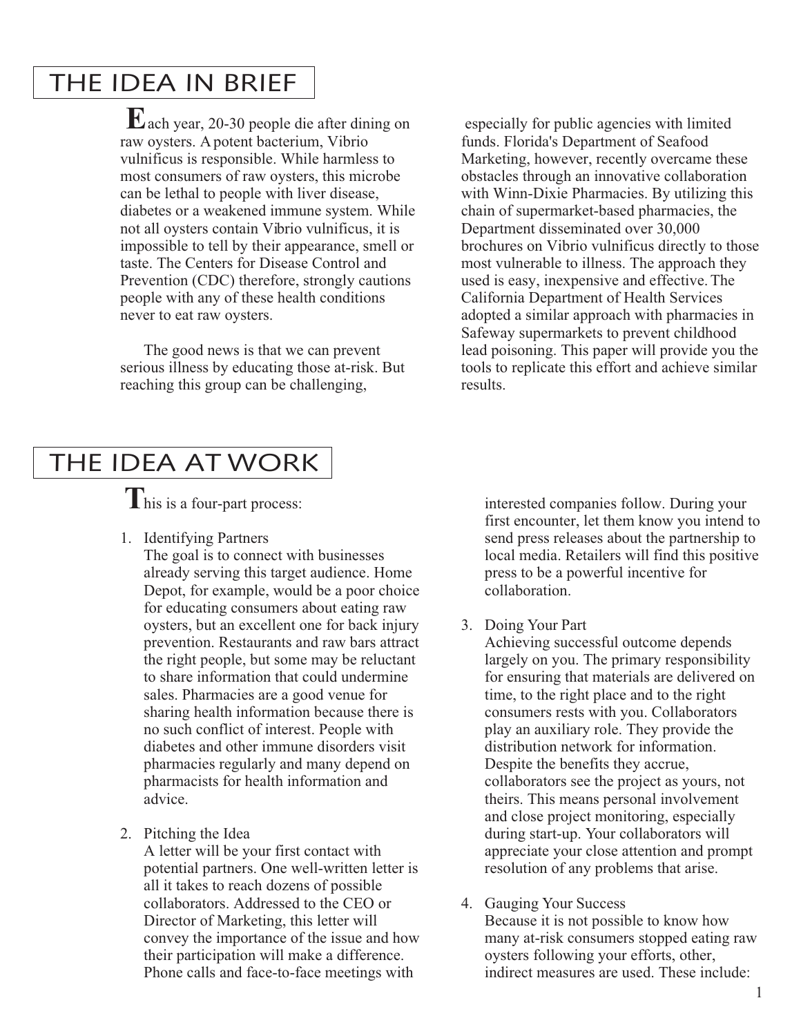## THE IDEA IN BRIEF

Each year, 20-30 people die after dining on raw oysters. A potent bacterium, Vibrio vulnificus is responsible. While harmless to most consumers of raw oysters, this microbe can be lethal to people with liver disease, diabetes or a weakened immune system. While not all oysters contain Vibrio vulnificus, it is impossible to tell by their appearance, smell or taste. The Centers for Disease Control and Prevention (CDC) therefore, strongly cautions people with any of these health conditions never to eat raw oysters.

The good news is that we can prevent serious illness by educating those at-risk. But reaching this group can be challenging, especially for public agencies with limited funds. Florida's Department of Seafood Marketing, however, recently overcame these obstacles through an innovative collaboration with Winn-Dixie Pharmacies. By utilizing this chain of supermarket-based pharmacies, the Department disseminated over 30,000 brochures on Vibrio vulnificus directly to those most vulnerable to illness. The approach they used is easy, inexpensive and effective. The California Department of Health Services adopted a similar approach with pharmacies in Safeway supermarkets to prevent childhood lead poisoning. This paper will provide you the tools to replicate this effort and achieve similar results.

## THE IDEA AT WORK

This is a four-part process:

1. Identifying Partners
   The goal is to connect with businesses already serving this target audience. Home Depot, for example, would be a poor choice for educating consumers about eating raw oysters, but an excellent one for back injury prevention. Restaurants and raw bars attract the right people, but some may be reluctant to share information that could undermine sales. Pharmacies are a good venue for sharing health information because there is no such conflict of interest. People with diabetes and other immune disorders visit pharmacies regularly and many depend on pharmacists for health information and advice.

2. Pitching the Idea
   A letter will be your first contact with potential partners. One well-written letter is all it takes to reach dozens of possible collaborators. Addressed to the CEO or Director of Marketing, this letter will convey the importance of the issue and how their participation will make a difference. Phone calls and face-to-face meetings with interested companies follow. During your first encounter, let them know you intend to send press releases about the partnership to local media. Retailers will find this positive press to be a powerful incentive for collaboration.

3. Doing Your Part
   Achieving successful outcome depends largely on you. The primary responsibility for ensuring that materials are delivered on time, to the right place and to the right consumers rests with you. Collaborators play an auxiliary role. They provide the distribution network for information. Despite the benefits they accrue, collaborators see the project as yours, not theirs. This means personal involvement and close project monitoring, especially during start-up. Your collaborators will appreciate your close attention and prompt resolution of any problems that arise.

4. Gauging Your Success
   Because it is not possible to know how many at-risk consumers stopped eating raw oysters following your efforts, other, indirect measures are used. These include: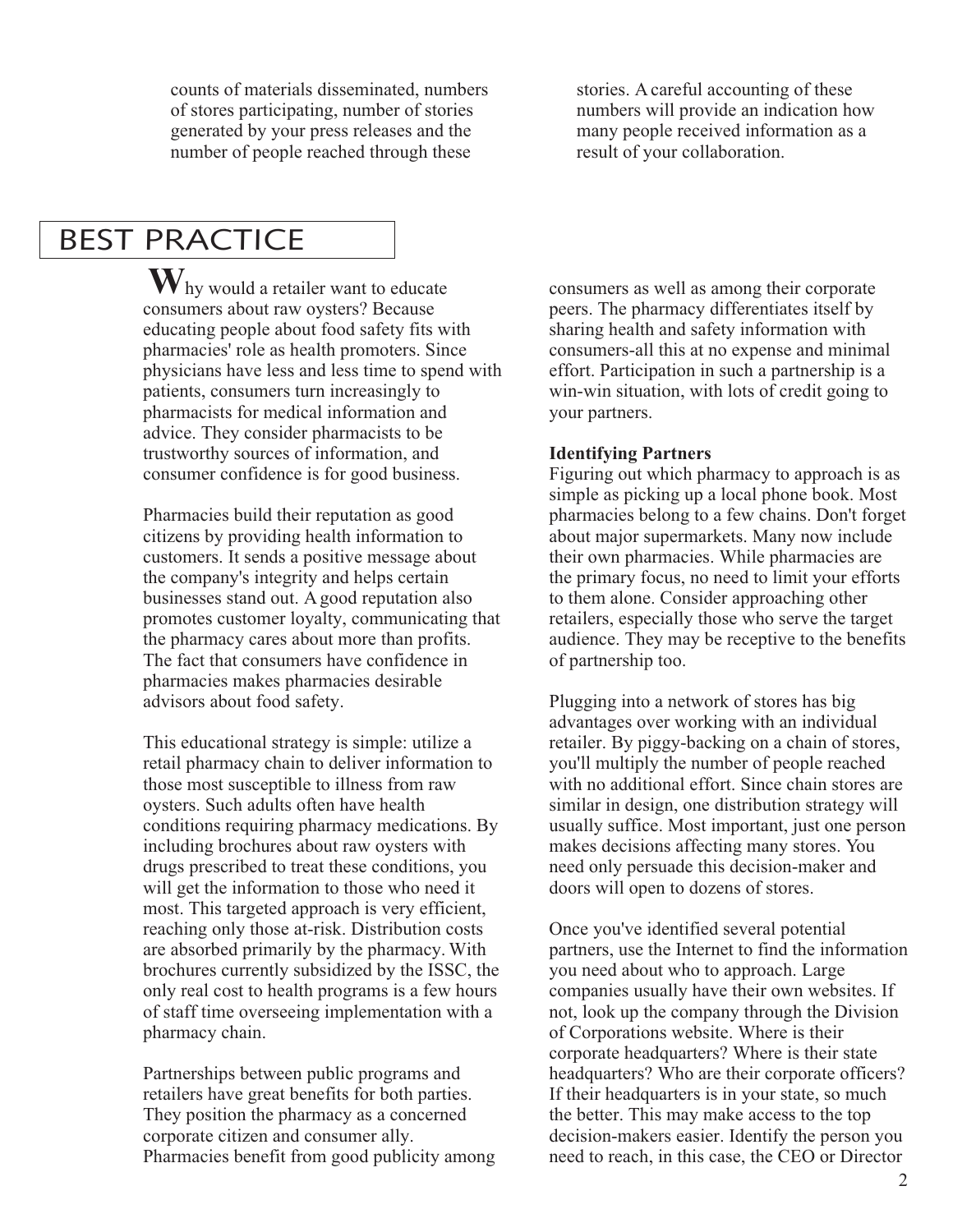counts of materials disseminated, numbers of stores participating, number of stories generated by your press releases and the number of people reached through these stories. A careful accounting of these numbers will provide an indication how many people received information as a result of your collaboration.

## BEST PRACTICE

Why would a retailer want to educate consumers about raw oysters? Because educating people about food safety fits with pharmacies' role as health promoters. Since physicians have less and less time to spend with patients, consumers turn increasingly to pharmacists for medical information and advice. They consider pharmacists to be trustworthy sources of information, and consumer confidence is for good business.

Pharmacies build their reputation as good citizens by providing health information to customers. It sends a positive message about the company's integrity and helps certain businesses stand out. A good reputation also promotes customer loyalty, communicating that the pharmacy cares about more than profits. The fact that consumers have confidence in pharmacies makes pharmacies desirable advisors about food safety.

This educational strategy is simple: utilize a retail pharmacy chain to deliver information to those most susceptible to illness from raw oysters. Such adults often have health conditions requiring pharmacy medications. By including brochures about raw oysters with drugs prescribed to treat these conditions, you will get the information to those who need it most. This targeted approach is very efficient, reaching only those at-risk. Distribution costs are absorbed primarily by the pharmacy. With brochures currently subsidized by the ISSC, the only real cost to health programs is a few hours of staff time overseeing implementation with a pharmacy chain.

Partnerships between public programs and retailers have great benefits for both parties. They position the pharmacy as a concerned corporate citizen and consumer ally. Pharmacies benefit from good publicity among consumers as well as among their corporate peers. The pharmacy differentiates itself by sharing health and safety information with consumers-all this at no expense and minimal effort. Participation in such a partnership is a win-win situation, with lots of credit going to your partners.

**Identifying Partners**

Figuring out which pharmacy to approach is as simple as picking up a local phone book. Most pharmacies belong to a few chains. Don't forget about major supermarkets. Many now include their own pharmacies. While pharmacies are the primary focus, no need to limit your efforts to them alone. Consider approaching other retailers, especially those who serve the target audience. They may be receptive to the benefits of partnership too.

Plugging into a network of stores has big advantages over working with an individual retailer. By piggy-backing on a chain of stores, you'll multiply the number of people reached with no additional effort. Since chain stores are similar in design, one distribution strategy will usually suffice. Most important, just one person makes decisions affecting many stores. You need only persuade this decision-maker and doors will open to dozens of stores.

Once you've identified several potential partners, use the Internet to find the information you need about who to approach. Large companies usually have their own websites. If not, look up the company through the Division of Corporations website. Where is their corporate headquarters? Where is their state headquarters? Who are their corporate officers? If their headquarters is in your state, so much the better. This may make access to the top decision-makers easier. Identify the person you need to reach, in this case, the CEO or Director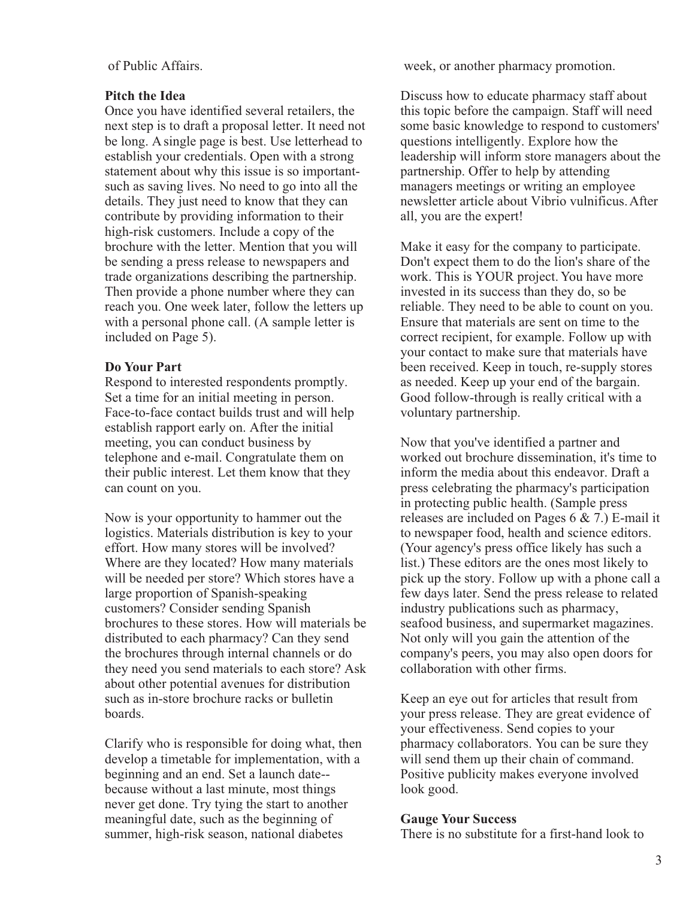of Public Affairs.

**Pitch the Idea**

Once you have identified several retailers, the next step is to draft a proposal letter. It need not be long. A single page is best. Use letterhead to establish your credentials. Open with a strong statement about why this issue is so important-such as saving lives. No need to go into all the details. They just need to know that they can contribute by providing information to their high-risk customers. Include a copy of the brochure with the letter. Mention that you will be sending a press release to newspapers and trade organizations describing the partnership. Then provide a phone number where they can reach you. One week later, follow the letters up with a personal phone call. (A sample letter is included on Page 5).

**Do Your Part**

Respond to interested respondents promptly. Set a time for an initial meeting in person. Face-to-face contact builds trust and will help establish rapport early on. After the initial meeting, you can conduct business by telephone and e-mail. Congratulate them on their public interest. Let them know that they can count on you.

Now is your opportunity to hammer out the logistics. Materials distribution is key to your effort. How many stores will be involved? Where are they located? How many materials will be needed per store? Which stores have a large proportion of Spanish-speaking customers? Consider sending Spanish brochures to these stores. How will materials be distributed to each pharmacy? Can they send the brochures through internal channels or do they need you send materials to each store? Ask about other potential avenues for distribution such as in-store brochure racks or bulletin boards.

Clarify who is responsible for doing what, then develop a timetable for implementation, with a beginning and an end. Set a launch date--because without a last minute, most things never get done. Try tying the start to another meaningful date, such as the beginning of summer, high-risk season, national diabetes week, or another pharmacy promotion.

Discuss how to educate pharmacy staff about this topic before the campaign. Staff will need some basic knowledge to respond to customers' questions intelligently. Explore how the leadership will inform store managers about the partnership. Offer to help by attending managers meetings or writing an employee newsletter article about Vibrio vulnificus. After all, you are the expert!

Make it easy for the company to participate. Don't expect them to do the lion's share of the work. This is YOUR project. You have more invested in its success than they do, so be reliable. They need to be able to count on you. Ensure that materials are sent on time to the correct recipient, for example. Follow up with your contact to make sure that materials have been received. Keep in touch, re-supply stores as needed. Keep up your end of the bargain. Good follow-through is really critical with a voluntary partnership.

Now that you've identified a partner and worked out brochure dissemination, it's time to inform the media about this endeavor. Draft a press celebrating the pharmacy's participation in protecting public health. (Sample press releases are included on Pages 6 & 7.) E-mail it to newspaper food, health and science editors. (Your agency's press office likely has such a list.) These editors are the ones most likely to pick up the story. Follow up with a phone call a few days later. Send the press release to related industry publications such as pharmacy, seafood business, and supermarket magazines. Not only will you gain the attention of the company's peers, you may also open doors for collaboration with other firms.

Keep an eye out for articles that result from your press release. They are great evidence of your effectiveness. Send copies to your pharmacy collaborators. You can be sure they will send them up their chain of command. Positive publicity makes everyone involved look good.

**Gauge Your Success**

There is no substitute for a first-hand look to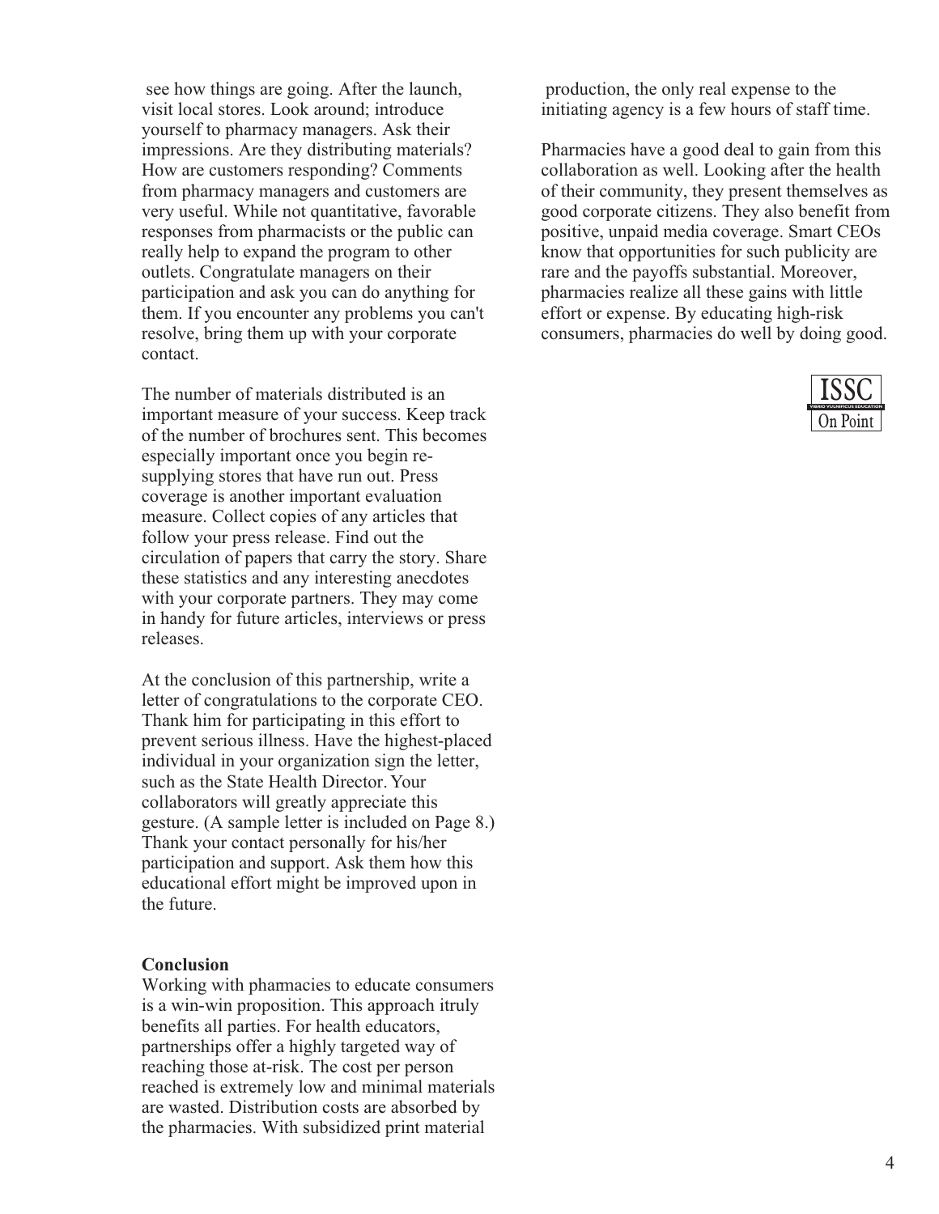see how things are going. After the launch, visit local stores. Look around; introduce yourself to pharmacy managers. Ask their impressions. Are they distributing materials? How are customers responding? Comments from pharmacy managers and customers are very useful. While not quantitative, favorable responses from pharmacists or the public can really help to expand the program to other outlets. Congratulate managers on their participation and ask you can do anything for them. If you encounter any problems you can't resolve, bring them up with your corporate contact.

The number of materials distributed is an important measure of your success. Keep track of the number of brochures sent. This becomes especially important once you begin re-supplying stores that have run out. Press coverage is another important evaluation measure. Collect copies of any articles that follow your press release. Find out the circulation of papers that carry the story. Share these statistics and any interesting anecdotes with your corporate partners. They may come in handy for future articles, interviews or press releases.

At the conclusion of this partnership, write a letter of congratulations to the corporate CEO. Thank him for participating in this effort to prevent serious illness. Have the highest-placed individual in your organization sign the letter, such as the State Health Director. Your collaborators will greatly appreciate this gesture. (A sample letter is included on Page 8.) Thank your contact personally for his/her participation and support. Ask them how this educational effort might be improved upon in the future.

**Conclusion**

Working with pharmacies to educate consumers is a win-win proposition. This approach itruly benefits all parties. For health educators, partnerships offer a highly targeted way of reaching those at-risk. The cost per person reached is extremely low and minimal materials are wasted. Distribution costs are absorbed by the pharmacies. With subsidized print material production, the only real expense to the initiating agency is a few hours of staff time.

Pharmacies have a good deal to gain from this collaboration as well. Looking after the health of their community, they present themselves as good corporate citizens. They also benefit from positive, unpaid media coverage. Smart CEOs know that opportunities for such publicity are rare and the payoffs substantial. Moreover, pharmacies realize all these gains with little effort or expense. By educating high-risk consumers, pharmacies do well by doing good.

ISSC
VIBRIO VULNIFICUS EDUCATION
On Point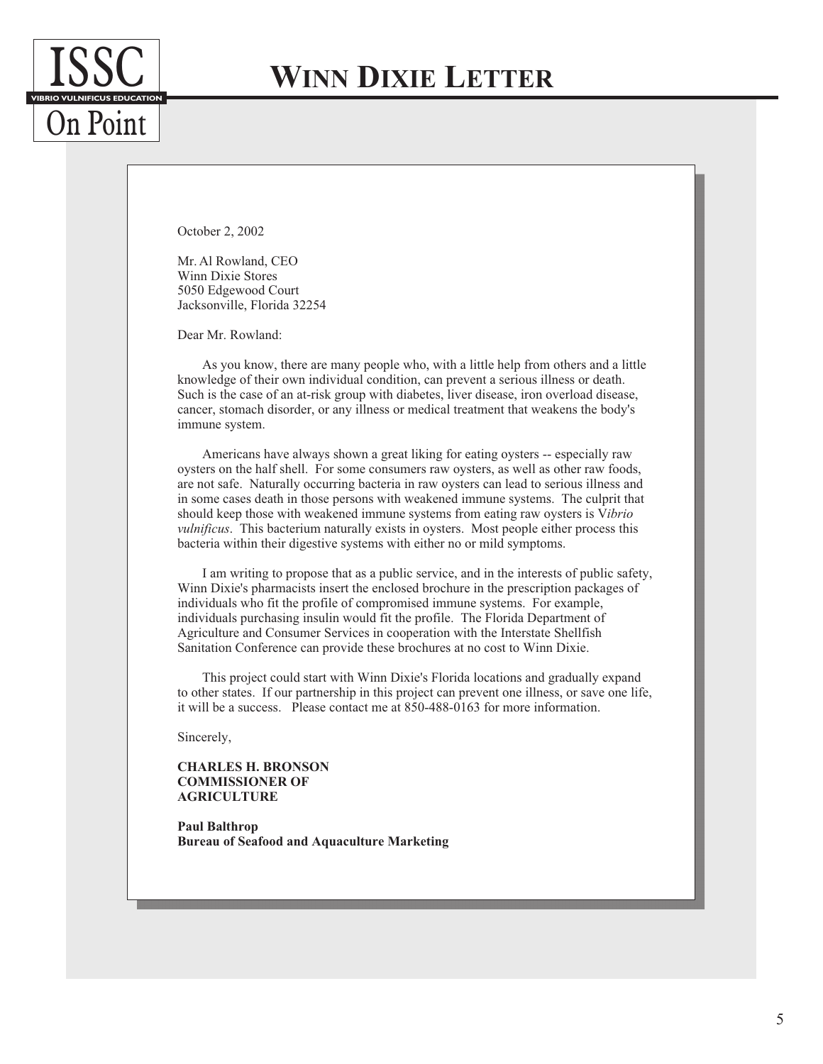# WINN DIXIE LETTER

October 2, 2002

Mr. Al Rowland, CEO
Winn Dixie Stores
5050 Edgewood Court
Jacksonville, Florida 32254

Dear Mr. Rowland:

As you know, there are many people who, with a little help from others and a little knowledge of their own individual condition, can prevent a serious illness or death. Such is the case of an at-risk group with diabetes, liver disease, iron overload disease, cancer, stomach disorder, or any illness or medical treatment that weakens the body's immune system.

Americans have always shown a great liking for eating oysters -- especially raw oysters on the half shell. For some consumers raw oysters, as well as other raw foods, are not safe. Naturally occurring bacteria in raw oysters can lead to serious illness and in some cases death in those persons with weakened immune systems. The culprit that should keep those with weakened immune systems from eating raw oysters is V*ibrio vulnificus*. This bacterium naturally exists in oysters. Most people either process this bacteria within their digestive systems with either no or mild symptoms.

I am writing to propose that as a public service, and in the interests of public safety, Winn Dixie's pharmacists insert the enclosed brochure in the prescription packages of individuals who fit the profile of compromised immune systems. For example, individuals purchasing insulin would fit the profile. The Florida Department of Agriculture and Consumer Services in cooperation with the Interstate Shellfish Sanitation Conference can provide these brochures at no cost to Winn Dixie.

This project could start with Winn Dixie's Florida locations and gradually expand to other states. If our partnership in this project can prevent one illness, or save one life, it will be a success. Please contact me at 850-488-0163 for more information.

Sincerely,

**CHARLES H. BRONSON**
**COMMISSIONER OF AGRICULTURE**

**Paul Balthrop**
**Bureau of Seafood and Aquaculture Marketing**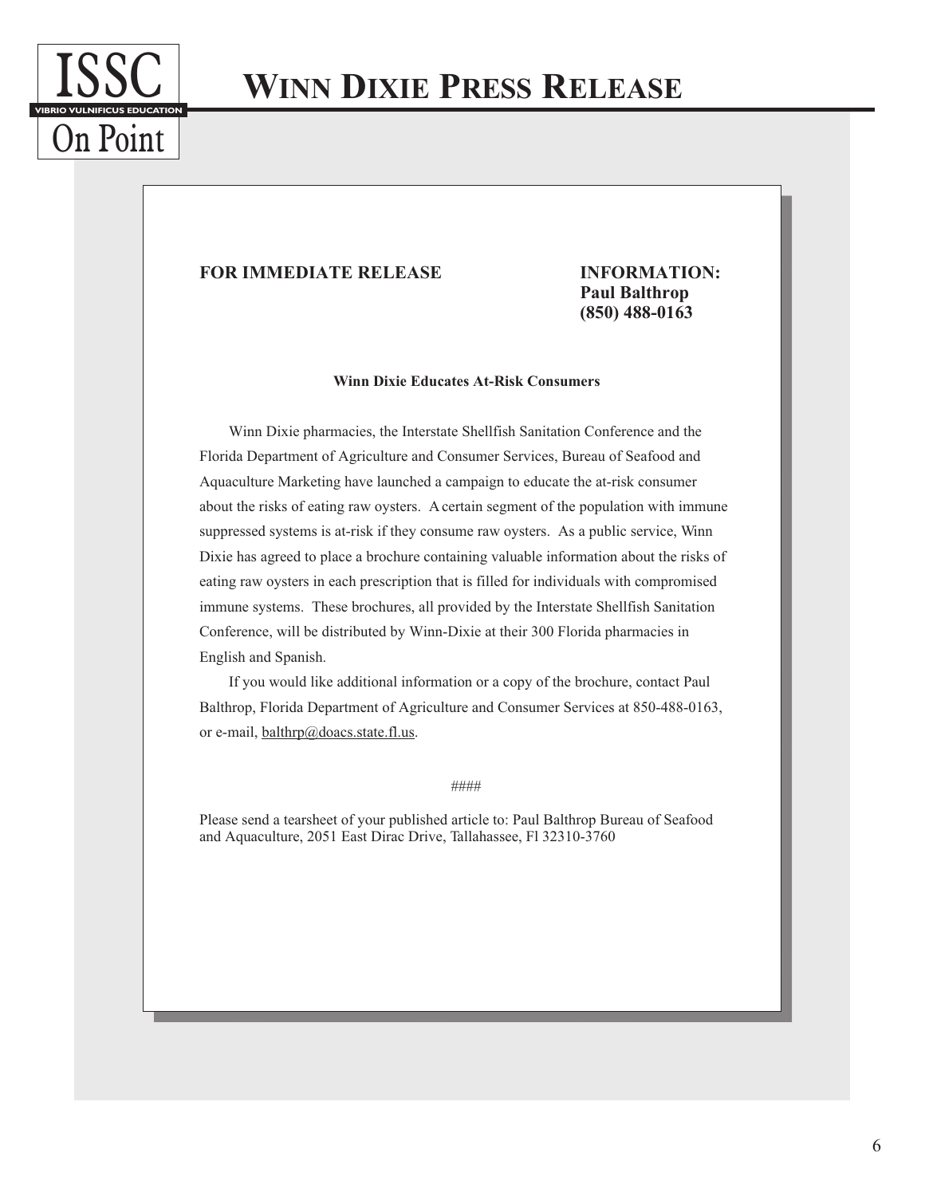# Winn Dixie Press Release

**FOR IMMEDIATE RELEASE**

**INFORMATION:**
**Paul Balthrop**
**(850) 488-0163**

**Winn Dixie Educates At-Risk Consumers**

Winn Dixie pharmacies, the Interstate Shellfish Sanitation Conference and the Florida Department of Agriculture and Consumer Services, Bureau of Seafood and Aquaculture Marketing have launched a campaign to educate the at-risk consumer about the risks of eating raw oysters. A certain segment of the population with immune suppressed systems is at-risk if they consume raw oysters. As a public service, Winn Dixie has agreed to place a brochure containing valuable information about the risks of eating raw oysters in each prescription that is filled for individuals with compromised immune systems. These brochures, all provided by the Interstate Shellfish Sanitation Conference, will be distributed by Winn-Dixie at their 300 Florida pharmacies in English and Spanish.

If you would like additional information or a copy of the brochure, contact Paul Balthrop, Florida Department of Agriculture and Consumer Services at 850-488-0163, or e-mail, balthrp@doacs.state.fl.us.

####

Please send a tearsheet of your published article to: Paul Balthrop Bureau of Seafood and Aquaculture, 2051 East Dirac Drive, Tallahassee, Fl 32310-3760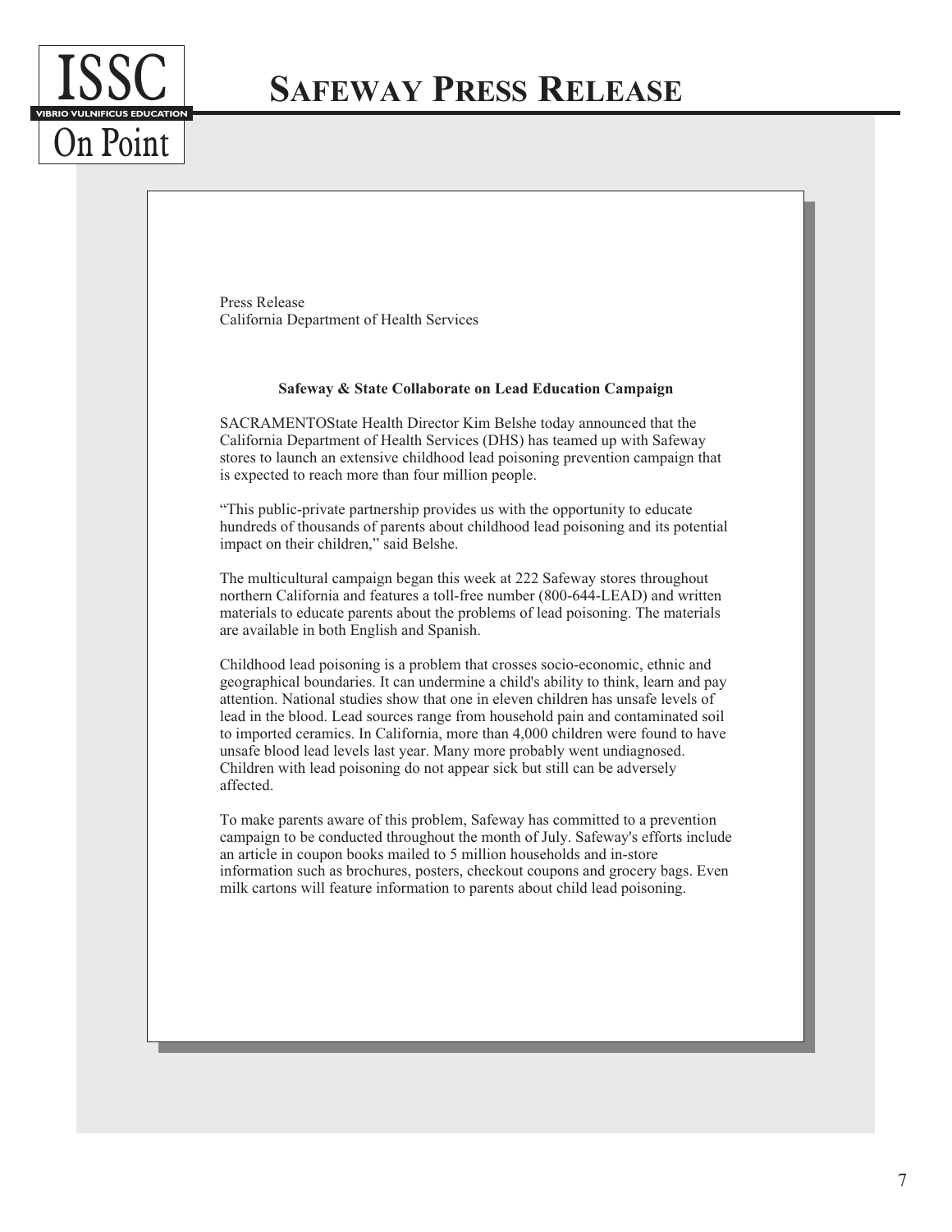# Safeway Press Release

Press Release
California Department of Health Services

**Safeway & State Collaborate on Lead Education Campaign**

SACRAMENTOState Health Director Kim Belshe today announced that the California Department of Health Services (DHS) has teamed up with Safeway stores to launch an extensive childhood lead poisoning prevention campaign that is expected to reach more than four million people.

“This public-private partnership provides us with the opportunity to educate hundreds of thousands of parents about childhood lead poisoning and its potential impact on their children,” said Belshe.

The multicultural campaign began this week at 222 Safeway stores throughout northern California and features a toll-free number (800-644-LEAD) and written materials to educate parents about the problems of lead poisoning. The materials are available in both English and Spanish.

Childhood lead poisoning is a problem that crosses socio-economic, ethnic and geographical boundaries. It can undermine a child's ability to think, learn and pay attention. National studies show that one in eleven children has unsafe levels of lead in the blood. Lead sources range from household pain and contaminated soil to imported ceramics. In California, more than 4,000 children were found to have unsafe blood lead levels last year. Many more probably went undiagnosed. Children with lead poisoning do not appear sick but still can be adversely affected.

To make parents aware of this problem, Safeway has committed to a prevention campaign to be conducted throughout the month of July. Safeway's efforts include an article in coupon books mailed to 5 million households and in-store information such as brochures, posters, checkout coupons and grocery bags. Even milk cartons will feature information to parents about child lead poisoning.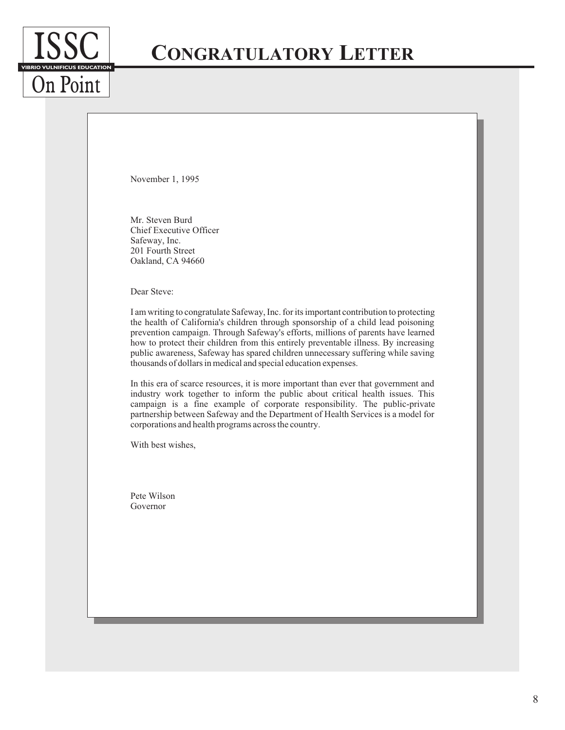# CONGRATULATORY LETTER

November 1, 1995

Mr. Steven Burd
Chief Executive Officer
Safeway, Inc.
201 Fourth Street
Oakland, CA 94660

Dear Steve:

I am writing to congratulate Safeway, Inc. for its important contribution to protecting the health of California's children through sponsorship of a child lead poisoning prevention campaign. Through Safeway's efforts, millions of parents have learned how to protect their children from this entirely preventable illness. By increasing public awareness, Safeway has spared children unnecessary suffering while saving thousands of dollars in medical and special education expenses.

In this era of scarce resources, it is more important than ever that government and industry work together to inform the public about critical health issues. This campaign is a fine example of corporate responsibility. The public-private partnership between Safeway and the Department of Health Services is a model for corporations and health programs across the country.

With best wishes,

Pete Wilson
Governor